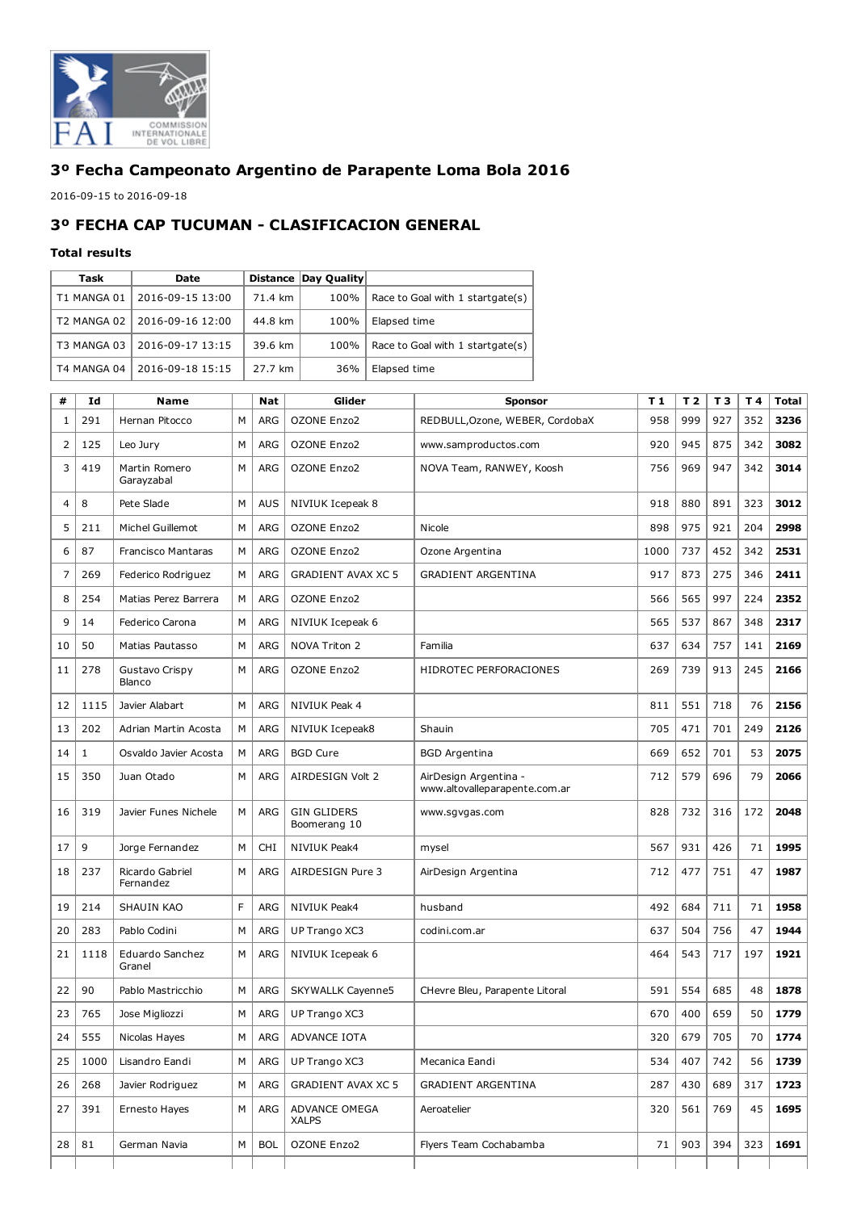# 3º Fecha Campeonato Argentino de Parapente Loma Bola 2016

2016-09-15 to 2016-09-18

## 3º FECHA CAP TUCUMAN - CLASIFICACION GENERAL

### Total results

| Task | Date | Distance | Day Quality | |
|---|---|---|---|---|
| T1 MANGA 01 | 2016-09-15 13:00 | 71.4 km | 100% | Race to Goal with 1 startgate(s) |
| T2 MANGA 02 | 2016-09-16 12:00 | 44.8 km | 100% | Elapsed time |
| T3 MANGA 03 | 2016-09-17 13:15 | 39.6 km | 100% | Race to Goal with 1 startgate(s) |
| T4 MANGA 04 | 2016-09-18 15:15 | 27.7 km | 36% | Elapsed time |

| # | Id | Name | | Nat | Glider | Sponsor | T 1 | T 2 | T 3 | T 4 | Total |
|---|---|---|---|---|---|---|---|---|---|---|---|
| 1 | 291 | Hernan Pitocco | M | ARG | OZONE Enzo2 | REDBULL,Ozone, WEBER, CordobaX | 958 | 999 | 927 | 352 | **3236** |
| 2 | 125 | Leo Jury | M | ARG | OZONE Enzo2 | www.samproductos.com | 920 | 945 | 875 | 342 | **3082** |
| 3 | 419 | Martin Romero Garayzabal | M | ARG | OZONE Enzo2 | NOVA Team, RANWEY, Koosh | 756 | 969 | 947 | 342 | **3014** |
| 4 | 8 | Pete Slade | M | AUS | NIVIUK Icepeak 8 | | 918 | 880 | 891 | 323 | **3012** |
| 5 | 211 | Michel Guillemot | M | ARG | OZONE Enzo2 | Nicole | 898 | 975 | 921 | 204 | **2998** |
| 6 | 87 | Francisco Mantaras | M | ARG | OZONE Enzo2 | Ozone Argentina | 1000 | 737 | 452 | 342 | **2531** |
| 7 | 269 | Federico Rodriguez | M | ARG | GRADIENT AVAX XC 5 | GRADIENT ARGENTINA | 917 | 873 | 275 | 346 | **2411** |
| 8 | 254 | Matias Perez Barrera | M | ARG | OZONE Enzo2 | | 566 | 565 | 997 | 224 | **2352** |
| 9 | 14 | Federico Carona | M | ARG | NIVIUK Icepeak 6 | | 565 | 537 | 867 | 348 | **2317** |
| 10 | 50 | Matias Pautasso | M | ARG | NOVA Triton 2 | Familia | 637 | 634 | 757 | 141 | **2169** |
| 11 | 278 | Gustavo Crispy Blanco | M | ARG | OZONE Enzo2 | HIDROTEC PERFORACIONES | 269 | 739 | 913 | 245 | **2166** |
| 12 | 1115 | Javier Alabart | M | ARG | NIVIUK Peak 4 | | 811 | 551 | 718 | 76 | **2156** |
| 13 | 202 | Adrian Martin Acosta | M | ARG | NIVIUK Icepeak8 | Shauin | 705 | 471 | 701 | 249 | **2126** |
| 14 | 1 | Osvaldo Javier Acosta | M | ARG | BGD Cure | BGD Argentina | 669 | 652 | 701 | 53 | **2075** |
| 15 | 350 | Juan Otado | M | ARG | AIRDESIGN Volt 2 | AirDesign Argentina - www.altovalleparapente.com.ar | 712 | 579 | 696 | 79 | **2066** |
| 16 | 319 | Javier Funes Nichele | M | ARG | GIN GLIDERS Boomerang 10 | www.sgvgas.com | 828 | 732 | 316 | 172 | **2048** |
| 17 | 9 | Jorge Fernandez | M | CHI | NIVIUK Peak4 | mysel | 567 | 931 | 426 | 71 | **1995** |
| 18 | 237 | Ricardo Gabriel Fernandez | M | ARG | AIRDESIGN Pure 3 | AirDesign Argentina | 712 | 477 | 751 | 47 | **1987** |
| 19 | 214 | SHAUIN KAO | F | ARG | NIVIUK Peak4 | husband | 492 | 684 | 711 | 71 | **1958** |
| 20 | 283 | Pablo Codini | M | ARG | UP Trango XC3 | codini.com.ar | 637 | 504 | 756 | 47 | **1944** |
| 21 | 1118 | Eduardo Sanchez Granel | M | ARG | NIVIUK Icepeak 6 | | 464 | 543 | 717 | 197 | **1921** |
| 22 | 90 | Pablo Mastricchio | M | ARG | SKYWALLK Cayenne5 | CHevre Bleu, Parapente Litoral | 591 | 554 | 685 | 48 | **1878** |
| 23 | 765 | Jose Migliozzi | M | ARG | UP Trango XC3 | | 670 | 400 | 659 | 50 | **1779** |
| 24 | 555 | Nicolas Hayes | M | ARG | ADVANCE IOTA | | 320 | 679 | 705 | 70 | **1774** |
| 25 | 1000 | Lisandro Eandi | M | ARG | UP Trango XC3 | Mecanica Eandi | 534 | 407 | 742 | 56 | **1739** |
| 26 | 268 | Javier Rodriguez | M | ARG | GRADIENT AVAX XC 5 | GRADIENT ARGENTINA | 287 | 430 | 689 | 317 | **1723** |
| 27 | 391 | Ernesto Hayes | M | ARG | ADVANCE OMEGA XALPS | Aeroatelier | 320 | 561 | 769 | 45 | **1695** |
| 28 | 81 | German Navia | M | BOL | OZONE Enzo2 | Flyers Team Cochabamba | 71 | 903 | 394 | 323 | **1691** |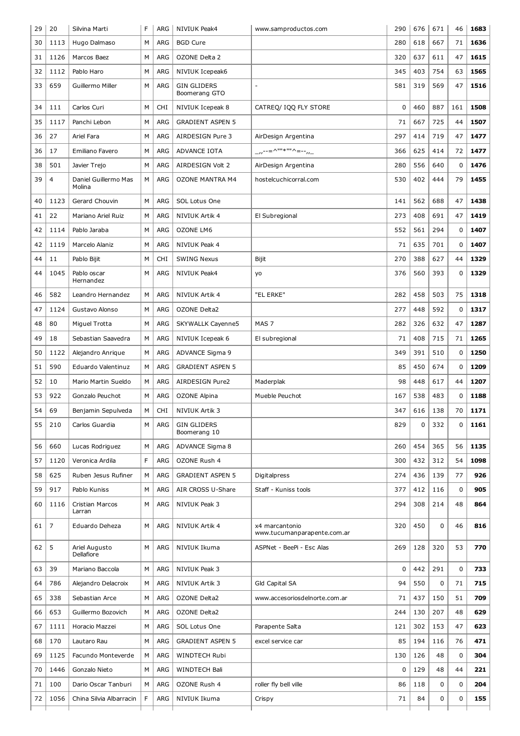| | | | | | | | | | | | |
|---|---|---|---|---|---|---|---|---|---|---|---|
| 29 | 20 | Silvina Marti | F | ARG | NIVIUK Peak4 | www.samproductos.com | 290 | 676 | 671 | 46 | **1683** |
| 30 | 1113 | Hugo Dalmaso | M | ARG | BGD Cure | | 280 | 618 | 667 | 71 | **1636** |
| 31 | 1126 | Marcos Baez | M | ARG | OZONE Delta 2 | | 320 | 637 | 611 | 47 | **1615** |
| 32 | 1112 | Pablo Haro | M | ARG | NIVIUK Icepeak6 | | 345 | 403 | 754 | 63 | **1565** |
| 33 | 659 | Guillermo Miller | M | ARG | GIN GLIDERS Boomerang GTO | - | 581 | 319 | 569 | 47 | **1516** |
| 34 | 111 | Carlos Curi | M | CHI | NIVIUK Icepeak 8 | CATREQ/ IQQ FLY STORE | 0 | 460 | 887 | 161 | **1508** |
| 35 | 1117 | Panchi Lebon | M | ARG | GRADIENT ASPEN 5 | | 71 | 667 | 725 | 44 | **1507** |
| 36 | 27 | Ariel Fara | M | ARG | AIRDESIGN Pure 3 | AirDesign Argentina | 297 | 414 | 719 | 47 | **1477** |
| 36 | 17 | Emiliano Favero | M | ARG | ADVANCE IOTA | _,,--=^""*""^=--,,_ | 366 | 625 | 414 | 72 | **1477** |
| 38 | 501 | Javier Trejo | M | ARG | AIRDESIGN Volt 2 | AirDesign Argentina | 280 | 556 | 640 | 0 | **1476** |
| 39 | 4 | Daniel Guillermo Mas Molina | M | ARG | OZONE MANTRA M4 | hostelcuchicorral.com | 530 | 402 | 444 | 79 | **1455** |
| 40 | 1123 | Gerard Chouvin | M | ARG | SOL Lotus One | | 141 | 562 | 688 | 47 | **1438** |
| 41 | 22 | Mariano Ariel Ruiz | M | ARG | NIVIUK Artik 4 | El Subregional | 273 | 408 | 691 | 47 | **1419** |
| 42 | 1114 | Pablo Jaraba | M | ARG | OZONE LM6 | | 552 | 561 | 294 | 0 | **1407** |
| 42 | 1119 | Marcelo Alaniz | M | ARG | NIVIUK Peak 4 | | 71 | 635 | 701 | 0 | **1407** |
| 44 | 11 | Pablo Bijit | M | CHI | SWING Nexus | Bijit | 270 | 388 | 627 | 44 | **1329** |
| 44 | 1045 | Pablo oscar Hernandez | M | ARG | NIVIUK Peak4 | yo | 376 | 560 | 393 | 0 | **1329** |
| 46 | 582 | Leandro Hernandez | M | ARG | NIVIUK Artik 4 | "EL ERKE" | 282 | 458 | 503 | 75 | **1318** |
| 47 | 1124 | Gustavo Alonso | M | ARG | OZONE Delta2 | | 277 | 448 | 592 | 0 | **1317** |
| 48 | 80 | Miguel Trotta | M | ARG | SKYWALLK Cayenne5 | MAS 7 | 282 | 326 | 632 | 47 | **1287** |
| 49 | 18 | Sebastian Saavedra | M | ARG | NIVIUK Icepeak 6 | El subregional | 71 | 408 | 715 | 71 | **1265** |
| 50 | 1122 | Alejandro Anrique | M | ARG | ADVANCE Sigma 9 | | 349 | 391 | 510 | 0 | **1250** |
| 51 | 590 | Eduardo Valentinuz | M | ARG | GRADIENT ASPEN 5 | | 85 | 450 | 674 | 0 | **1209** |
| 52 | 10 | Mario Martin Sueldo | M | ARG | AIRDESIGN Pure2 | Maderplak | 98 | 448 | 617 | 44 | **1207** |
| 53 | 922 | Gonzalo Peuchot | M | ARG | OZONE Alpina | Mueble Peuchot | 167 | 538 | 483 | 0 | **1188** |
| 54 | 69 | Benjamin Sepulveda | M | CHI | NIVIUK Artik 3 | | 347 | 616 | 138 | 70 | **1171** |
| 55 | 210 | Carlos Guardia | M | ARG | GIN GLIDERS Boomerang 10 | | 829 | 0 | 332 | 0 | **1161** |
| 56 | 660 | Lucas Rodriguez | M | ARG | ADVANCE Sigma 8 | | 260 | 454 | 365 | 56 | **1135** |
| 57 | 1120 | Veronica Ardila | F | ARG | OZONE Rush 4 | | 300 | 432 | 312 | 54 | **1098** |
| 58 | 625 | Ruben Jesus Rufiner | M | ARG | GRADIENT ASPEN 5 | Digitalpress | 274 | 436 | 139 | 77 | **926** |
| 59 | 917 | Pablo Kuniss | M | ARG | AIR CROSS U-Share | Staff - Kuniss tools | 377 | 412 | 116 | 0 | **905** |
| 60 | 1116 | Cristian Marcos Larran | M | ARG | NIVIUK Peak 3 | | 294 | 308 | 214 | 48 | **864** |
| 61 | 7 | Eduardo Deheza | M | ARG | NIVIUK Artik 4 | x4 marcantonio www.tucumanparapente.com.ar | 320 | 450 | 0 | 46 | **816** |
| 62 | 5 | Ariel Augusto Dellafiore | M | ARG | NIVIUK Ikuma | ASPNet - BeePi - Esc Alas | 269 | 128 | 320 | 53 | **770** |
| 63 | 39 | Mariano Baccola | M | ARG | NIVIUK Peak 3 | | 0 | 442 | 291 | 0 | **733** |
| 64 | 786 | Alejandro Delacroix | M | ARG | NIVIUK Artik 3 | Gld Capital SA | 94 | 550 | 0 | 71 | **715** |
| 65 | 338 | Sebastian Arce | M | ARG | OZONE Delta2 | www.accesoriosdelnorte.com.ar | 71 | 437 | 150 | 51 | **709** |
| 66 | 653 | Guillermo Bozovich | M | ARG | OZONE Delta2 | | 244 | 130 | 207 | 48 | **629** |
| 67 | 1111 | Horacio Mazzei | M | ARG | SOL Lotus One | Parapente Salta | 121 | 302 | 153 | 47 | **623** |
| 68 | 170 | Lautaro Rau | M | ARG | GRADIENT ASPEN 5 | excel service car | 85 | 194 | 116 | 76 | **471** |
| 69 | 1125 | Facundo Monteverde | M | ARG | WINDTECH Rubi | | 130 | 126 | 48 | 0 | **304** |
| 70 | 1446 | Gonzalo Nieto | M | ARG | WINDTECH Bali | | 0 | 129 | 48 | 44 | **221** |
| 71 | 100 | Dario Oscar Tanburi | M | ARG | OZONE Rush 4 | roller fly bell ville | 86 | 118 | 0 | 0 | **204** |
| 72 | 1056 | China Silvia Albarracin | F | ARG | NIVIUK Ikuma | Crispy | 71 | 84 | 0 | 0 | **155** |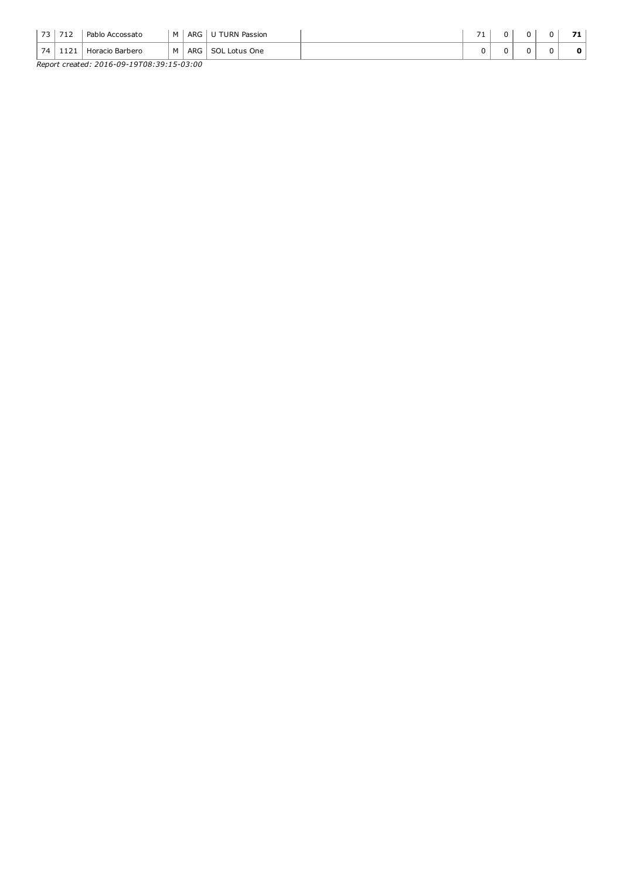| | | | | | | | | | | | |
|---|---|---|---|---|---|---|---|---|---|---|---|
| 73 | 712 | Pablo Accossato | M | ARG | U TURN Passion | | 71 | 0 | 0 | 0 | **71** |
| 74 | 1121 | Horacio Barbero | M | ARG | SOL Lotus One | | 0 | 0 | 0 | 0 | **0** |

*Report created: 2016-09-19T08:39:15-03:00*